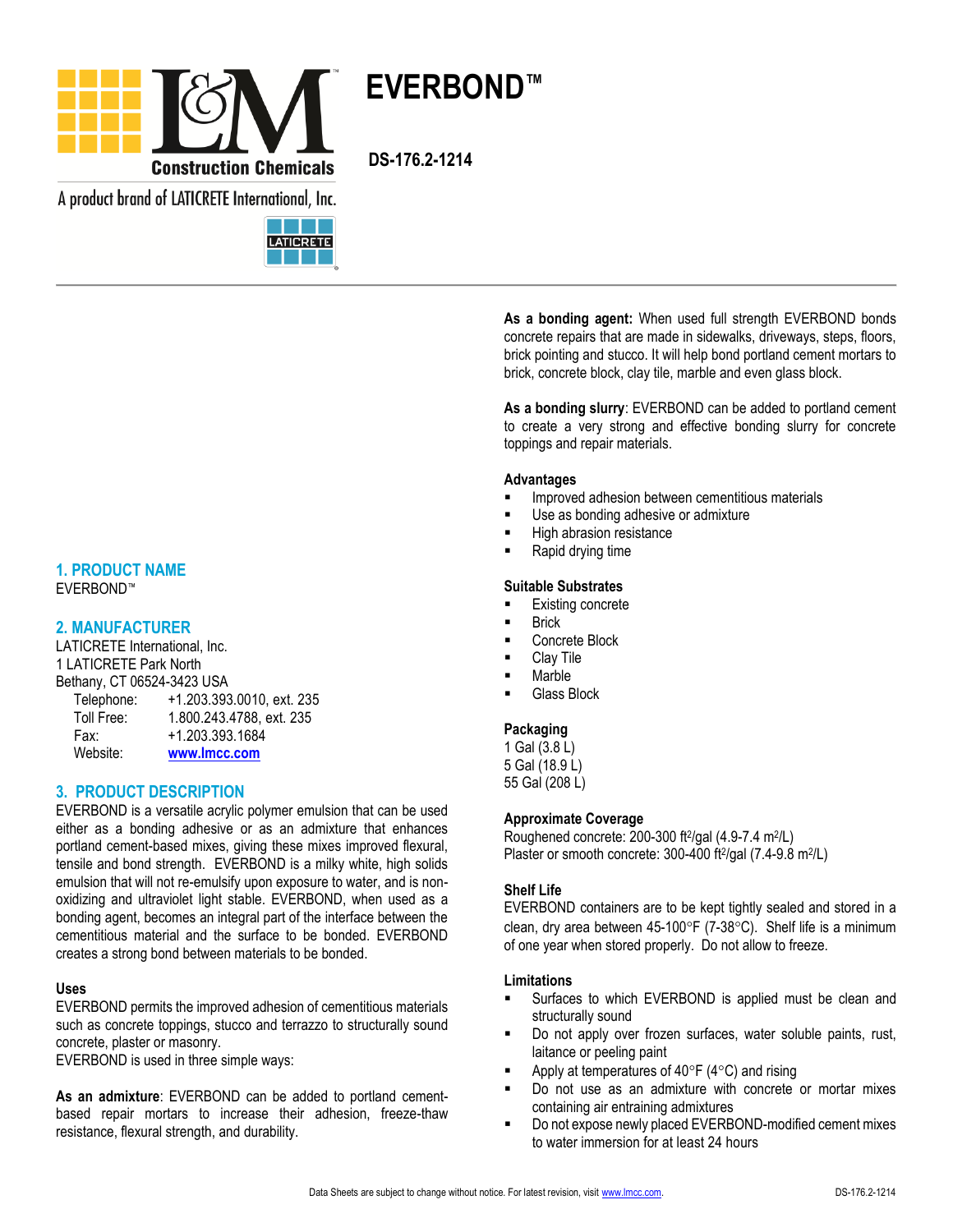# EVERBOND™

**DS-176.2-1214**

L&M Construction Chemicals

A product brand of LATICRETE International, Inc.

## 1. PRODUCT NAME

EVERBOND™

## 2. MANUFACTURER

LATICRETE International, Inc.
1 LATICRETE Park North
Bethany, CT 06524-3423 USA

| | |
|---|---|
| Telephone: | +1.203.393.0010, ext. 235 |
| Toll Free: | 1.800.243.4788, ext. 235 |
| Fax: | +1.203.393.1684 |
| Website: | www.lmcc.com |

## 3. PRODUCT DESCRIPTION

EVERBOND is a versatile acrylic polymer emulsion that can be used either as a bonding adhesive or as an admixture that enhances portland cement-based mixes, giving these mixes improved flexural, tensile and bond strength. EVERBOND is a milky white, high solids emulsion that will not re-emulsify upon exposure to water, and is non-oxidizing and ultraviolet light stable. EVERBOND, when used as a bonding agent, becomes an integral part of the interface between the cementitious material and the surface to be bonded. EVERBOND creates a strong bond between materials to be bonded.

### Uses

EVERBOND permits the improved adhesion of cementitious materials such as concrete toppings, stucco and terrazzo to structurally sound concrete, plaster or masonry.
EVERBOND is used in three simple ways:

**As an admixture**: EVERBOND can be added to portland cement-based repair mortars to increase their adhesion, freeze-thaw resistance, flexural strength, and durability.

**As a bonding agent:** When used full strength EVERBOND bonds concrete repairs that are made in sidewalks, driveways, steps, floors, brick pointing and stucco. It will help bond portland cement mortars to brick, concrete block, clay tile, marble and even glass block.

**As a bonding slurry**: EVERBOND can be added to portland cement to create a very strong and effective bonding slurry for concrete toppings and repair materials.

### Advantages

- Improved adhesion between cementitious materials
- Use as bonding adhesive or admixture
- High abrasion resistance
- Rapid drying time

### Suitable Substrates

- Existing concrete
- Brick
- Concrete Block
- Clay Tile
- Marble
- Glass Block

### Packaging

1 Gal (3.8 L)
5 Gal (18.9 L)
55 Gal (208 L)

### Approximate Coverage

Roughened concrete: 200-300 ft$^2$/gal (4.9-7.4 m$^2$/L)
Plaster or smooth concrete: 300-400 ft$^2$/gal (7.4-9.8 m$^2$/L)

### Shelf Life

EVERBOND containers are to be kept tightly sealed and stored in a clean, dry area between 45-100°F (7-38°C). Shelf life is a minimum of one year when stored properly. Do not allow to freeze.

### Limitations

- Surfaces to which EVERBOND is applied must be clean and structurally sound
- Do not apply over frozen surfaces, water soluble paints, rust, laitance or peeling paint
- Apply at temperatures of 40°F (4°C) and rising
- Do not use as an admixture with concrete or mortar mixes containing air entraining admixtures
- Do not expose newly placed EVERBOND-modified cement mixes to water immersion for at least 24 hours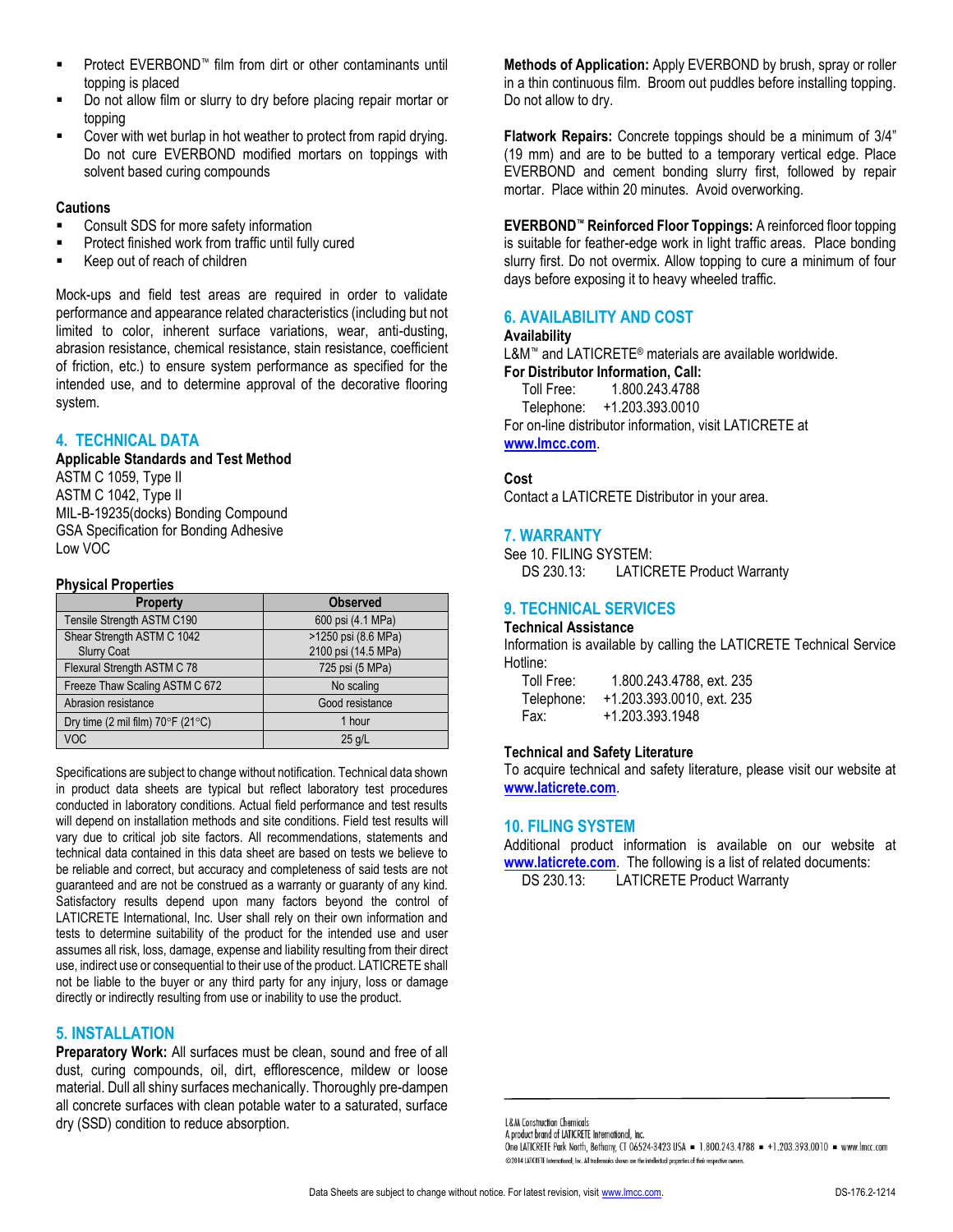- Protect EVERBOND™ film from dirt or other contaminants until topping is placed
- Do not allow film or slurry to dry before placing repair mortar or topping
- Cover with wet burlap in hot weather to protect from rapid drying. Do not cure EVERBOND modified mortars on toppings with solvent based curing compounds

**Cautions**

- Consult SDS for more safety information
- Protect finished work from traffic until fully cured
- Keep out of reach of children

Mock-ups and field test areas are required in order to validate performance and appearance related characteristics (including but not limited to color, inherent surface variations, wear, anti-dusting, abrasion resistance, chemical resistance, stain resistance, coefficient of friction, etc.) to ensure system performance as specified for the intended use, and to determine approval of the decorative flooring system.

## 4. TECHNICAL DATA

**Applicable Standards and Test Method**

ASTM C 1059, Type II
ASTM C 1042, Type II
MIL-B-19235(docks) Bonding Compound
GSA Specification for Bonding Adhesive
Low VOC

**Physical Properties**

| Property | Observed |
|---|---|
| Tensile Strength ASTM C190 | 600 psi (4.1 MPa) |
| Shear Strength ASTM C 1042<br>Slurry Coat | >1250 psi (8.6 MPa)<br>2100 psi (14.5 MPa) |
| Flexural Strength ASTM C 78 | 725 psi (5 MPa) |
| Freeze Thaw Scaling ASTM C 672 | No scaling |
| Abrasion resistance | Good resistance |
| Dry time (2 mil film) 70°F (21°C) | 1 hour |
| VOC | 25 g/L |

Specifications are subject to change without notification. Technical data shown in product data sheets are typical but reflect laboratory test procedures conducted in laboratory conditions. Actual field performance and test results will depend on installation methods and site conditions. Field test results will vary due to critical job site factors. All recommendations, statements and technical data contained in this data sheet are based on tests we believe to be reliable and correct, but accuracy and completeness of said tests are not guaranteed and are not be construed as a warranty or guaranty of any kind. Satisfactory results depend upon many factors beyond the control of LATICRETE International, Inc. User shall rely on their own information and tests to determine suitability of the product for the intended use and user assumes all risk, loss, damage, expense and liability resulting from their direct use, indirect use or consequential to their use of the product. LATICRETE shall not be liable to the buyer or any third party for any injury, loss or damage directly or indirectly resulting from use or inability to use the product.

## 5. INSTALLATION

**Preparatory Work:** All surfaces must be clean, sound and free of all dust, curing compounds, oil, dirt, efflorescence, mildew or loose material. Dull all shiny surfaces mechanically. Thoroughly pre-dampen all concrete surfaces with clean potable water to a saturated, surface dry (SSD) condition to reduce absorption.

**Methods of Application:** Apply EVERBOND by brush, spray or roller in a thin continuous film. Broom out puddles before installing topping. Do not allow to dry.

**Flatwork Repairs:** Concrete toppings should be a minimum of 3/4" (19 mm) and are to be butted to a temporary vertical edge. Place EVERBOND and cement bonding slurry first, followed by repair mortar. Place within 20 minutes. Avoid overworking.

**EVERBOND™ Reinforced Floor Toppings:** A reinforced floor topping is suitable for feather-edge work in light traffic areas. Place bonding slurry first. Do not overmix. Allow topping to cure a minimum of four days before exposing it to heavy wheeled traffic.

## 6. AVAILABILITY AND COST

**Availability**

L&M™ and LATICRETE® materials are available worldwide.

**For Distributor Information, Call:**

Toll Free: 1.800.243.4788
Telephone: +1.203.393.0010

For on-line distributor information, visit LATICRETE at **www.lmcc.com**.

**Cost**

Contact a LATICRETE Distributor in your area.

## 7. WARRANTY

See 10. FILING SYSTEM:
DS 230.13: LATICRETE Product Warranty

## 9. TECHNICAL SERVICES

**Technical Assistance**

Information is available by calling the LATICRETE Technical Service Hotline:

Toll Free: 1.800.243.4788, ext. 235
Telephone: +1.203.393.0010, ext. 235
Fax: +1.203.393.1948

**Technical and Safety Literature**

To acquire technical and safety literature, please visit our website at **www.laticrete.com**.

## 10. FILING SYSTEM

Additional product information is available on our website at **www.laticrete.com**. The following is a list of related documents:

DS 230.13: LATICRETE Product Warranty

L&M Construction Chemicals
A product brand of LATICRETE International, Inc.
One LATICRETE Park North, Bethany, CT 06524-3423 USA ▪ 1.800.243.4788 ▪ +1.203.393.0010 ▪ www.lmcc.com
©2014 LATICRETE International, Inc. All trademarks shown are the intellectual properties of their respective owners.

Data Sheets are subject to change without notice. For latest revision, visit www.lmcc.com. DS-176.2-1214